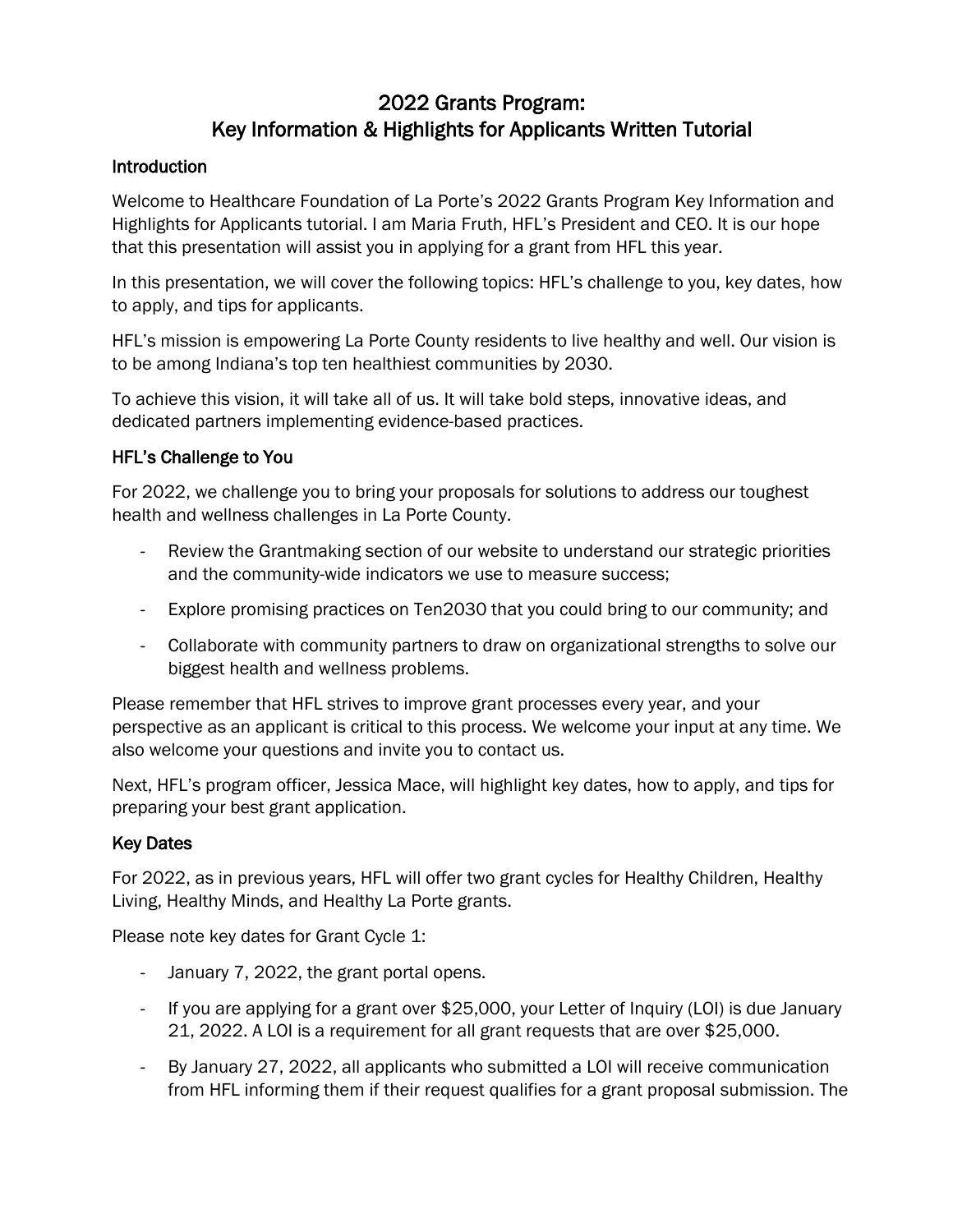# 2022 Grants Program: Key Information & Highlights for Applicants Written Tutorial

## Introduction

Welcome to Healthcare Foundation of La Porte's 2022 Grants Program Key Information and Highlights for Applicants tutorial. I am Maria Fruth, HFL's President and CEO. It is our hope that this presentation will assist you in applying for a grant from HFL this year.

In this presentation, we will cover the following topics: HFL's challenge to you, key dates, how to apply, and tips for applicants.

HFL's mission is empowering La Porte County residents to live healthy and well. Our vision is to be among Indiana's top ten healthiest communities by 2030.

To achieve this vision, it will take all of us. It will take bold steps, innovative ideas, and dedicated partners implementing evidence-based practices.

## HFL's Challenge to You

For 2022, we challenge you to bring your proposals for solutions to address our toughest health and wellness challenges in La Porte County.

- Review the Grantmaking section of our website to understand our strategic priorities and the community-wide indicators we use to measure success;
- Explore promising practices on Ten2030 that you could bring to our community; and
- Collaborate with community partners to draw on organizational strengths to solve our biggest health and wellness problems.

Please remember that HFL strives to improve grant processes every year, and your perspective as an applicant is critical to this process. We welcome your input at any time. We also welcome your questions and invite you to contact us.

Next, HFL's program officer, Jessica Mace, will highlight key dates, how to apply, and tips for preparing your best grant application.

## Key Dates

For 2022, as in previous years, HFL will offer two grant cycles for Healthy Children, Healthy Living, Healthy Minds, and Healthy La Porte grants.

Please note key dates for Grant Cycle 1:

- January 7, 2022, the grant portal opens.
- If you are applying for a grant over $25,000, your Letter of Inquiry (LOI) is due January 21, 2022. A LOI is a requirement for all grant requests that are over $25,000.
- By January 27, 2022, all applicants who submitted a LOI will receive communication from HFL informing them if their request qualifies for a grant proposal submission. The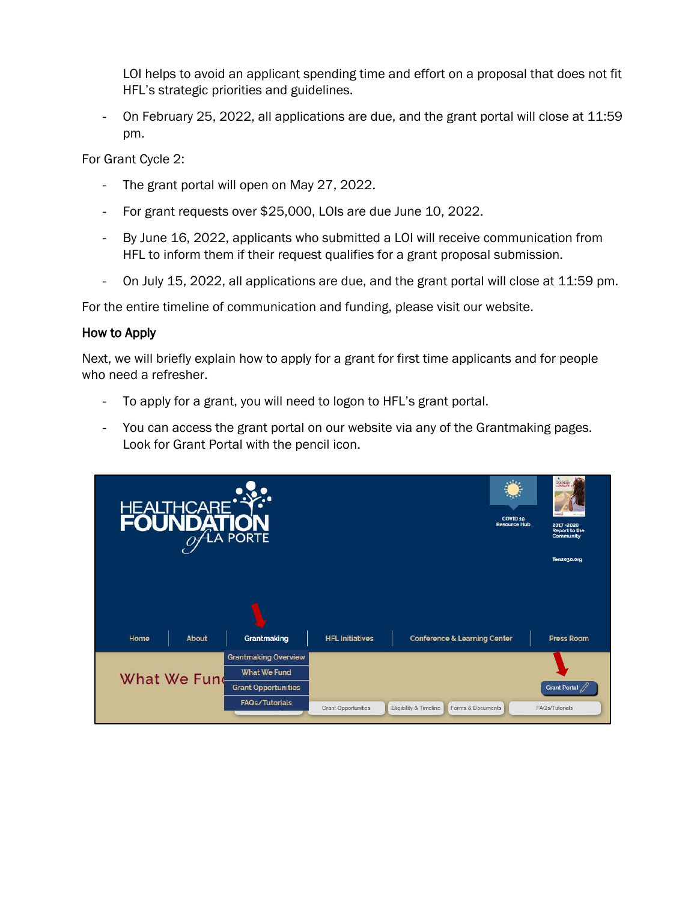LOI helps to avoid an applicant spending time and effort on a proposal that does not fit HFL's strategic priorities and guidelines.

- On February 25, 2022, all applications are due, and the grant portal will close at 11:59 pm.

For Grant Cycle 2:

- The grant portal will open on May 27, 2022.
- For grant requests over $25,000, LOIs are due June 10, 2022.
- By June 16, 2022, applicants who submitted a LOI will receive communication from HFL to inform them if their request qualifies for a grant proposal submission.
- On July 15, 2022, all applications are due, and the grant portal will close at 11:59 pm.

For the entire timeline of communication and funding, please visit our website.

### How to Apply

Next, we will briefly explain how to apply for a grant for first time applicants and for people who need a refresher.

- To apply for a grant, you will need to logon to HFL's grant portal.
- You can access the grant portal on our website via any of the Grantmaking pages. Look for Grant Portal with the pencil icon.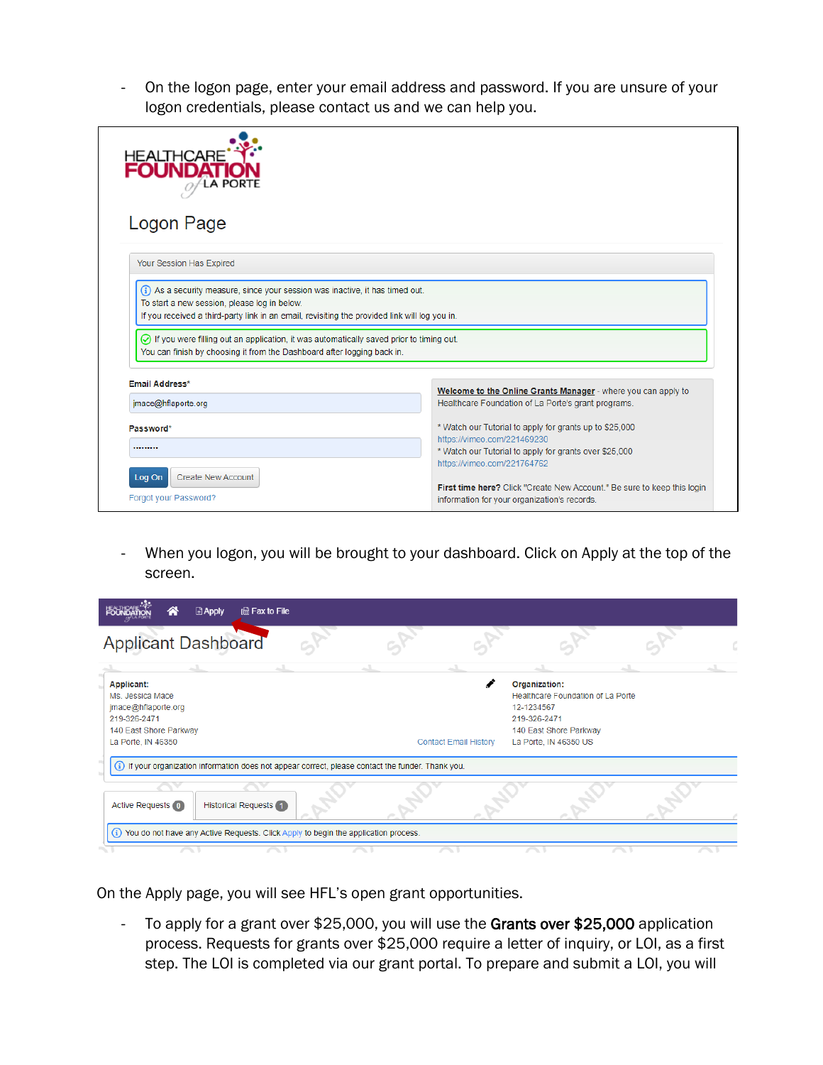- On the logon page, enter your email address and password. If you are unsure of your logon credentials, please contact us and we can help you.

HEALTHCARE FOUNDATION of LA PORTE

Logon Page

Your Session Has Expired

As a security measure, since your session was inactive, it has timed out.
To start a new session, please log in below.
If you received a third-party link in an email, revisiting the provided link will log you in.

If you were filling out an application, it was automatically saved prior to timing out.
You can finish by choosing it from the Dashboard after logging back in.

Email Address*

jmace@hflaporte.org

Password*

Log On | Create New Account

Forgot your Password?

Welcome to the Online Grants Manager - where you can apply to Healthcare Foundation of La Porte's grant programs.

* Watch our Tutorial to apply for grants up to $25,000
https://vimeo.com/221469230
* Watch our Tutorial to apply for grants over $25,000
https://vimeo.com/221764752

First time here? Click "Create New Account." Be sure to keep this login information for your organization's records.

- When you logon, you will be brought to your dashboard. Click on Apply at the top of the screen.

Apply | Fax to File

Applicant Dashboard

Applicant:
Ms. Jessica Mace
jmace@hflaporte.org
219-326-2471
140 East Shore Parkway
La Porte, IN 46350

Contact Email History

Organization:
Healthcare Foundation of La Porte
12-1234567
219-326-2471
140 East Shore Parkway
La Porte, IN 46350 US

If your organization information does not appear correct, please contact the funder. Thank you.

Active Requests 0 | Historical Requests 1

You do not have any Active Requests. Click Apply to begin the application process.

On the Apply page, you will see HFL's open grant opportunities.

- To apply for a grant over $25,000, you will use the **Grants over $25,000** application process. Requests for grants over $25,000 require a letter of inquiry, or LOI, as a first step. The LOI is completed via our grant portal. To prepare and submit a LOI, you will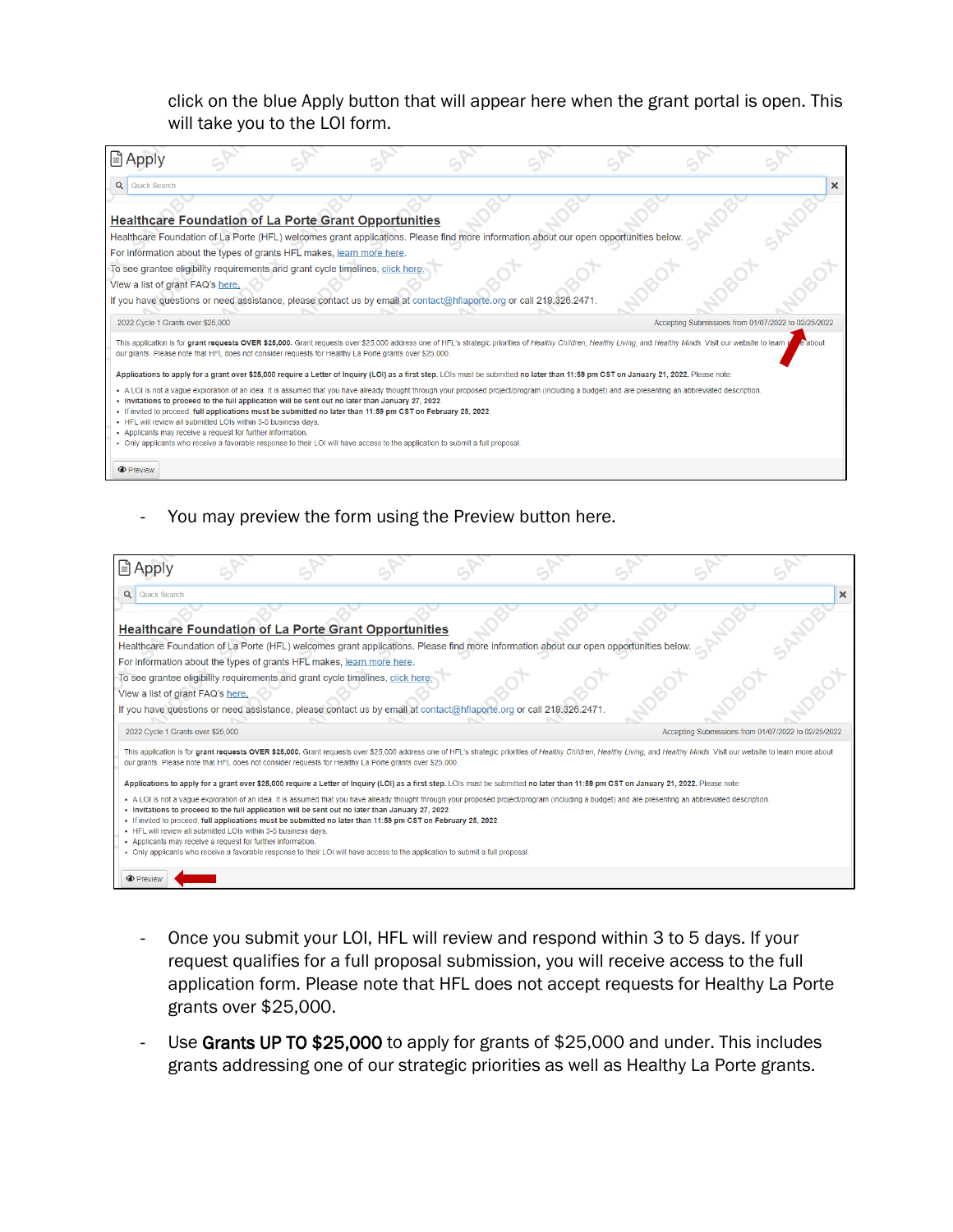click on the blue Apply button that will appear here when the grant portal is open. This will take you to the LOI form.

Apply

Quick Search

**Healthcare Foundation of La Porte Grant Opportunities**

Healthcare Foundation of La Porte (HFL) welcomes grant applications. Please find more information about our open opportunities below.

For information about the types of grants HFL makes, learn more here.

To see grantee eligibility requirements and grant cycle timelines, click here.

View a list of grant FAQ's here.

If you have questions or need assistance, please contact us by email at contact@hflaporte.org or call 219.326.2471.

2022 Cycle 1 Grants over $25,000 — Accepting Submissions from 01/07/2022 to 02/25/2022

This application is for **grant requests OVER $25,000.** Grant requests over $25,000 address one of HFL's strategic priorities of *Healthy Children*, *Healthy Living*, and *Healthy Minds*. Visit our website to learn more about our grants. Please note that HFL does not consider requests for Healthy La Porte grants over $25,000.

**Applications to apply for a grant over $25,000 require a Letter of Inquiry (LOI) as a first step.** LOIs must be submitted **no later than 11:59 pm CST on January 21, 2022.** Please note:

- A LOI is not a vague exploration of an idea. It is assumed that you have already thought through your proposed project/program (including a budget) and are presenting an abbreviated description.
- **Invitations to proceed to the full application will be sent out no later than January 27, 2022**
- If invited to proceed, **full applications must be submitted no later than 11:59 pm CST on February 25, 2022**
- HFL will review all submitted LOIs within 3-5 business days.
- Applicants may receive a request for further information.
- Only applicants who receive a favorable response to their LOI will have access to the application to submit a full proposal.

Preview

- You may preview the form using the Preview button here.

Apply

Quick Search

**Healthcare Foundation of La Porte Grant Opportunities**

Healthcare Foundation of La Porte (HFL) welcomes grant applications. Please find more information about our open opportunities below.

For information about the types of grants HFL makes, learn more here.

To see grantee eligibility requirements and grant cycle timelines, click here.

View a list of grant FAQ's here.

If you have questions or need assistance, please contact us by email at contact@hflaporte.org or call 219.326.2471.

2022 Cycle 1 Grants over $25,000 — Accepting Submissions from 01/07/2022 to 02/25/2022

This application is for **grant requests OVER $25,000.** Grant requests over $25,000 address one of HFL's strategic priorities of *Healthy Children*, *Healthy Living*, and *Healthy Minds*. Visit our website to learn more about our grants. Please note that HFL does not consider requests for Healthy La Porte grants over $25,000.

**Applications to apply for a grant over $25,000 require a Letter of Inquiry (LOI) as a first step.** LOIs must be submitted **no later than 11:59 pm CST on January 21, 2022.** Please note:

- A LOI is not a vague exploration of an idea. It is assumed that you have already thought through your proposed project/program (including a budget) and are presenting an abbreviated description.
- **Invitations to proceed to the full application will be sent out no later than January 27, 2022**
- If invited to proceed, **full applications must be submitted no later than 11:59 pm CST on February 25, 2022**
- HFL will review all submitted LOIs within 3-5 business days.
- Applicants may receive a request for further information.
- Only applicants who receive a favorable response to their LOI will have access to the application to submit a full proposal.

Preview

- Once you submit your LOI, HFL will review and respond within 3 to 5 days. If your request qualifies for a full proposal submission, you will receive access to the full application form. Please note that HFL does not accept requests for Healthy La Porte grants over $25,000.
- Use **Grants UP TO $25,000** to apply for grants of $25,000 and under. This includes grants addressing one of our strategic priorities as well as Healthy La Porte grants.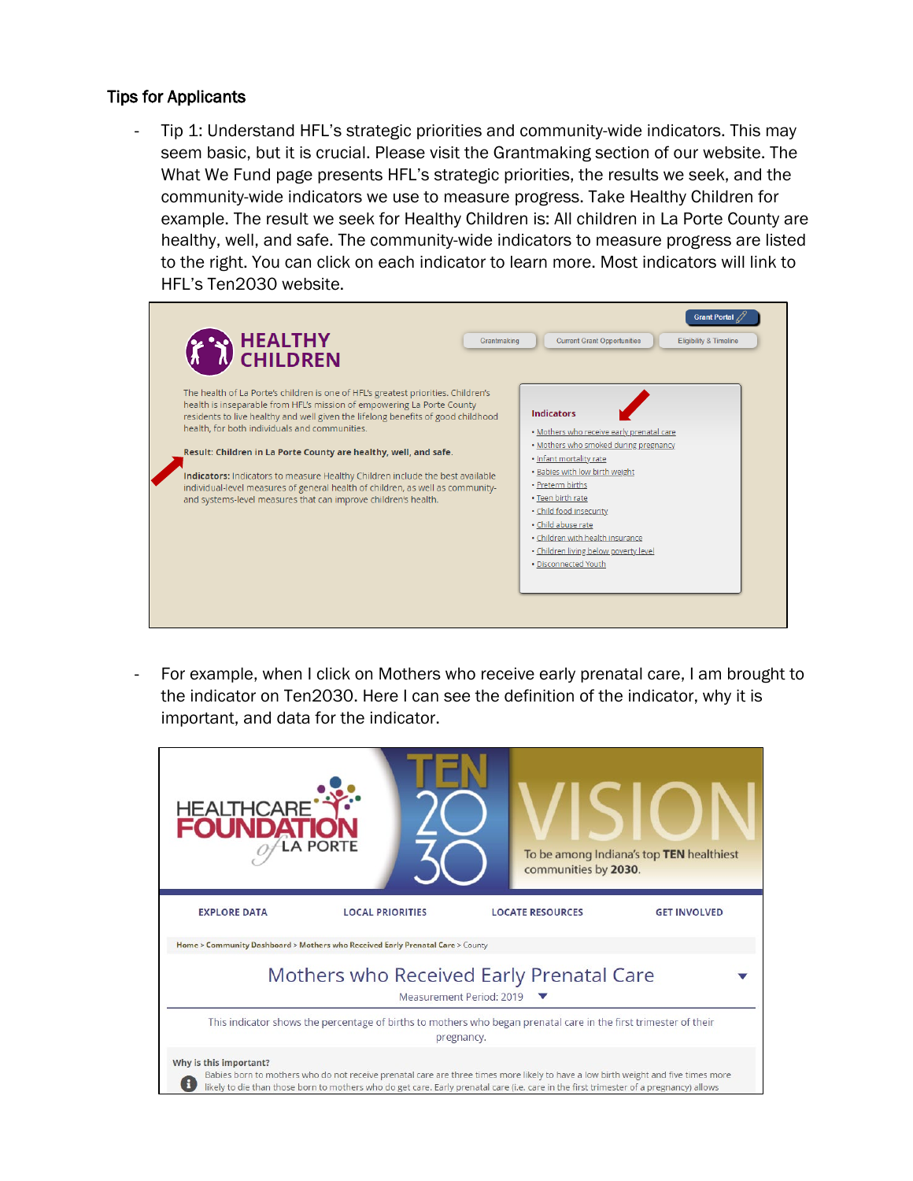### Tips for Applicants

- Tip 1: Understand HFL's strategic priorities and community-wide indicators. This may seem basic, but it is crucial. Please visit the Grantmaking section of our website. The What We Fund page presents HFL's strategic priorities, the results we seek, and the community-wide indicators we use to measure progress. Take Healthy Children for example. The result we seek for Healthy Children is: All children in La Porte County are healthy, well, and safe. The community-wide indicators to measure progress are listed to the right. You can click on each indicator to learn more. Most indicators will link to HFL's Ten2030 website.

- For example, when I click on Mothers who receive early prenatal care, I am brought to the indicator on Ten2030. Here I can see the definition of the indicator, why it is important, and data for the indicator.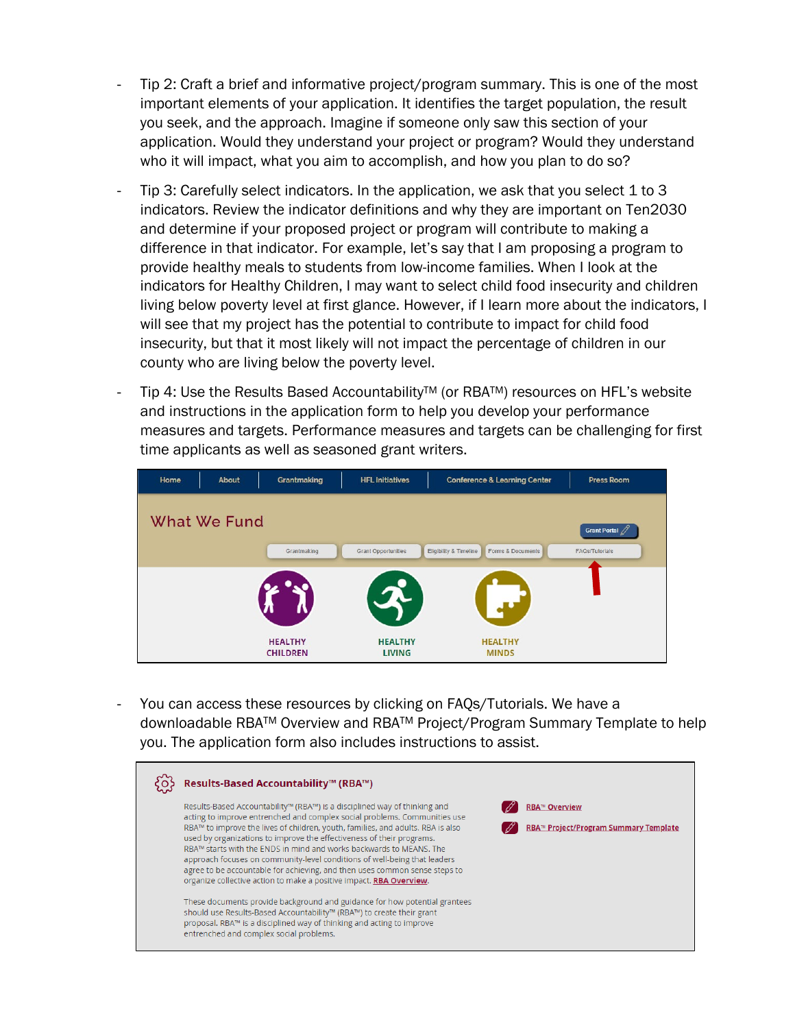- Tip 2: Craft a brief and informative project/program summary. This is one of the most important elements of your application. It identifies the target population, the result you seek, and the approach. Imagine if someone only saw this section of your application. Would they understand your project or program? Would they understand who it will impact, what you aim to accomplish, and how you plan to do so?
- Tip 3: Carefully select indicators. In the application, we ask that you select 1 to 3 indicators. Review the indicator definitions and why they are important on Ten2030 and determine if your proposed project or program will contribute to making a difference in that indicator. For example, let's say that I am proposing a program to provide healthy meals to students from low-income families. When I look at the indicators for Healthy Children, I may want to select child food insecurity and children living below poverty level at first glance. However, if I learn more about the indicators, I will see that my project has the potential to contribute to impact for child food insecurity, but that it most likely will not impact the percentage of children in our county who are living below the poverty level.
- Tip 4: Use the Results Based Accountability™ (or RBA™) resources on HFL's website and instructions in the application form to help you develop your performance measures and targets. Performance measures and targets can be challenging for first time applicants as well as seasoned grant writers.

- You can access these resources by clicking on FAQs/Tutorials. We have a downloadable RBA™ Overview and RBA™ Project/Program Summary Template to help you. The application form also includes instructions to assist.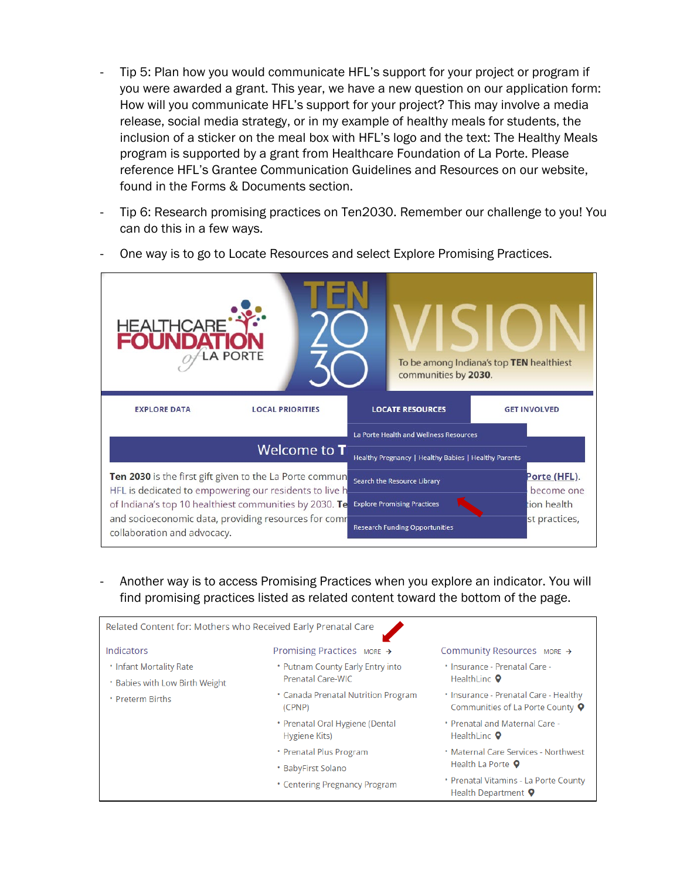- Tip 5: Plan how you would communicate HFL's support for your project or program if you were awarded a grant. This year, we have a new question on our application form: How will you communicate HFL's support for your project? This may involve a media release, social media strategy, or in my example of healthy meals for students, the inclusion of a sticker on the meal box with HFL's logo and the text: The Healthy Meals program is supported by a grant from Healthcare Foundation of La Porte. Please reference HFL's Grantee Communication Guidelines and Resources on our website, found in the Forms & Documents section.
- Tip 6: Research promising practices on Ten2030. Remember our challenge to you! You can do this in a few ways.
- One way is to go to Locate Resources and select Explore Promising Practices.

HEALTHCARE FOUNDATION of LA PORTE | TEN 2030 | VISION — To be among Indiana's top **TEN** healthiest communities by **2030**.

EXPLORE DATA | LOCAL PRIORITIES | **LOCATE RESOURCES** | GET INVOLVED

- La Porte Health and Wellness Resources
- Healthy Pregnancy | Healthy Babies | Healthy Parents
- Search the Resource Library
- Explore Promising Practices
- Research Funding Opportunities

Welcome to T...

**Ten 2030** is the first gift given to the La Porte commun... Porte (HFL). HFL is dedicated to empowering our residents to live h... become one of Indiana's top 10 healthiest communities by 2030. **Te**... ion health and socioeconomic data, providing resources for comm... st practices, collaboration and advocacy.

- Another way is to access Promising Practices when you explore an indicator. You will find promising practices listed as related content toward the bottom of the page.

Related Content for: Mothers who Received Early Prenatal Care

| Indicators | Promising Practices MORE → | Community Resources MORE → |
| --- | --- | --- |
| Infant Mortality Rate | Putnam County Early Entry into Prenatal Care-WIC | Insurance - Prenatal Care - HealthLinc |
| Babies with Low Birth Weight | Canada Prenatal Nutrition Program (CPNP) | Insurance - Prenatal Care - Healthy Communities of La Porte County |
| Preterm Births | Prenatal Oral Hygiene (Dental Hygiene Kits) | Prenatal and Maternal Care - HealthLinc |
| | Prenatal Plus Program | Maternal Care Services - Northwest Health La Porte |
| | BabyFirst Solano | Prenatal Vitamins - La Porte County Health Department |
| | Centering Pregnancy Program | |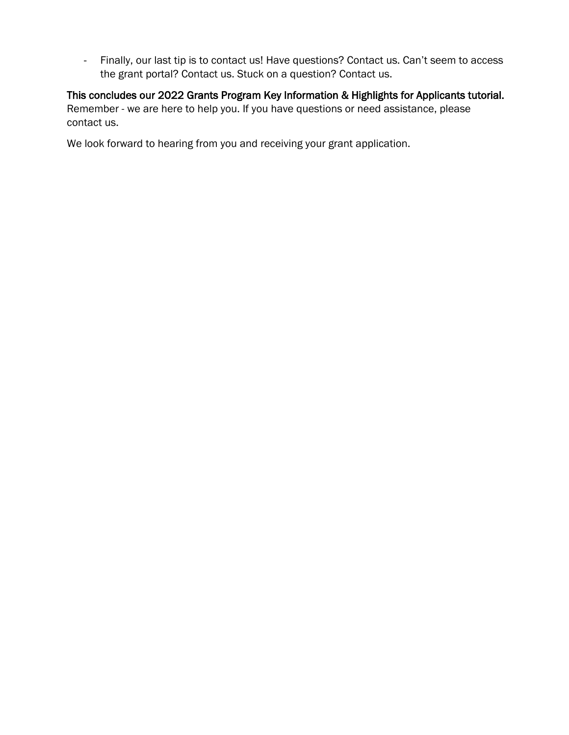- Finally, our last tip is to contact us! Have questions? Contact us. Can't seem to access the grant portal? Contact us. Stuck on a question? Contact us.

This concludes our 2022 Grants Program Key Information & Highlights for Applicants tutorial. Remember - we are here to help you. If you have questions or need assistance, please contact us.

We look forward to hearing from you and receiving your grant application.